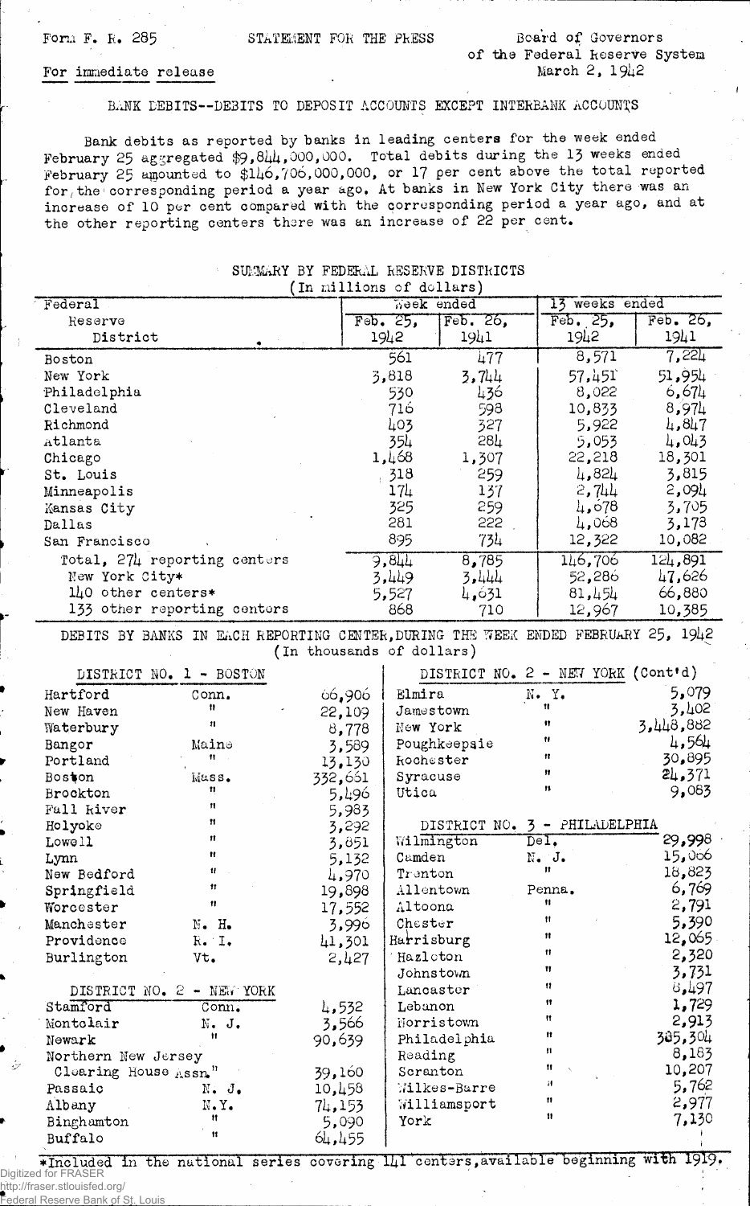Form F. R. 285 STATEMENT FOR THE PRESS Board of Governors of the Federal Reserve System

For immediate release March 2, 1942

## BANK DEBITS--DEBITS TO DEPOSIT ACCOUNTS EXCEPT INTERBANK ACCOUNTS

Bank debits as reported by banks in leading centers for the week ended February 25 aggregated $9,844,000,000. Total debits during the 13 weeks ended February 25 amounted to $146,706,000,000, or 17 per cent above the total reported for the corresponding period a year ago. At banks in New York City there was an increase of 10 per cent compared with the corresponding period a year ago, and at the other reporting centers there was an increase of 22 per cent.

### SUMMARY BY FEDERAL RESERVE DISTRICTS
(In millions of dollars)

| Federal Reserve District | Week ended Feb. 25, 1942 | Week ended Feb. 26, 1941 | 13 weeks ended Feb. 25, 1942 | 13 weeks ended Feb. 26, 1941 |
|---|---|---|---|---|
| Boston | 561 | 477 | 8,571 | 7,224 |
| New York | 3,818 | 3,744 | 57,451 | 51,954 |
| Philadelphia | 530 | 436 | 8,022 | 6,674 |
| Cleveland | 716 | 598 | 10,833 | 8,974 |
| Richmond | 403 | 327 | 5,922 | 4,847 |
| Atlanta | 354 | 284 | 5,053 | 4,043 |
| Chicago | 1,468 | 1,307 | 22,218 | 18,301 |
| St. Louis | 318 | 259 | 4,824 | 3,815 |
| Minneapolis | 174 | 137 | 2,744 | 2,094 |
| Kansas City | 325 | 259 | 4,678 | 3,705 |
| Dallas | 281 | 222 | 4,068 | 3,173 |
| San Francisco | 895 | 734 | 12,322 | 10,082 |
| Total, 274 reporting centers | 9,844 | 8,785 | 146,706 | 124,891 |
| New York City* | 3,449 | 3,444 | 52,286 | 47,626 |
| 140 other centers* | 5,527 | 4,631 | 81,454 | 66,880 |
| 133 other reporting centers | 868 | 710 | 12,967 | 10,385 |

### DEBITS BY BANKS IN EACH REPORTING CENTER, DURING THE WEEK ENDED FEBRUARY 25, 1942
(In thousands of dollars)

| DISTRICT NO. 1 - BOSTON | | |
|---|---|---|
| Hartford | Conn. | 66,906 |
| New Haven | " | 22,109 |
| Waterbury | " | 8,778 |
| Bangor | Maine | 3,589 |
| Portland | " | 13,130 |
| Boston | Mass. | 332,661 |
| Brockton | " | 5,496 |
| Fall River | " | 5,983 |
| Holyoke | " | 3,292 |
| Lowell | " | 3,851 |
| Lynn | " | 5,132 |
| New Bedford | " | 4,970 |
| Springfield | " | 19,898 |
| Worcester | " | 17,552 |
| Manchester | N. H. | 3,996 |
| Providence | R. I. | 41,301 |
| Burlington | Vt. | 2,427 |

| DISTRICT NO. 2 - NEW YORK | | |
|---|---|---|
| Stamford | Conn. | 4,532 |
| Montclair | N. J. | 3,566 |
| Newark | " | 90,639 |
| Northern New Jersey Clearing House Assn." | | 39,160 |
| Passaic | N. J. | 10,458 |
| Albany | N.Y. | 74,153 |
| Binghamton | " | 5,090 |
| Buffalo | " | 64,455 |
| Elmira | N. Y. | 5,079 |
| Jamestown | " | 3,402 |
| New York | " | 3,448,882 |
| Poughkeepsie | " | 4,564 |
| Rochester | " | 30,895 |
| Syracuse | " | 24,371 |
| Utica | " | 9,063 |

| DISTRICT NO. 3 - PHILADELPHIA | | |
|---|---|---|
| Wilmington | Del. | 29,998 |
| Camden | N. J. | 15,066 |
| Trenton | " | 18,823 |
| Allentown | Penna. | 6,769 |
| Altoona | " | 2,791 |
| Chester | " | 5,390 |
| Harrisburg | " | 12,065 |
| Hazleton | " | 2,320 |
| Johnstown | " | 3,731 |
| Lancaster | " | 8,497 |
| Lebanon | " | 1,729 |
| Norristown | " | 2,913 |
| Philadelphia | " | 385,304 |
| Reading | " | 8,183 |
| Scranton | " | 10,207 |
| Wilkes-Barre | " | 5,762 |
| Williamsport | " | 2,977 |
| York | " | 7,130 |

*Included in the national series covering 141 centers, available beginning with 1919.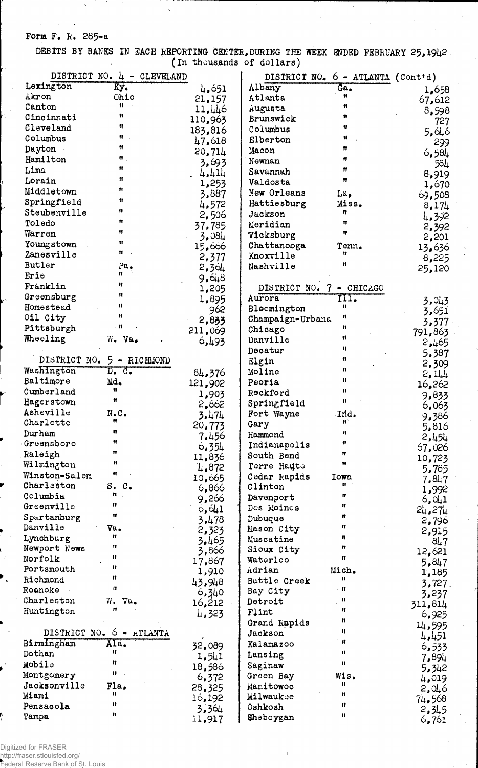Form F. R. 285-a

DEBITS BY BANKS IN EACH REPORTING CENTER, DURING THE WEEK ENDED FEBRUARY 25, 1942
(In thousands of dollars)

| DISTRICT NO. 4 - CLEVELAND | | |
|---|---|---|
| Lexington | Ky. | 4,651 |
| Akron | Ohio | 21,157 |
| Canton | " | 11,446 |
| Cincinnati | " | 110,963 |
| Cleveland | " | 183,816 |
| Columbus | " | 47,618 |
| Dayton | " | 20,714 |
| Hamilton | " | 3,693 |
| Lima | " | 4,414 |
| Lorain | " | 1,253 |
| Middletown | " | 3,887 |
| Springfield | " | 4,572 |
| Steubenville | " | 2,506 |
| Toledo | " | 37,785 |
| Warren | " | 3,084 |
| Youngstown | " | 15,666 |
| Zanesville | " | 2,377 |
| Butler | Pa. | 2,364 |
| Erie | " | 9,648 |
| Franklin | " | 1,205 |
| Greensburg | " | 1,895 |
| Homestead | " | 962 |
| Oil City | " | 2,833 |
| Pittsburgh | " | 211,069 |
| Wheeling | W. Va. | 6,493 |

| DISTRICT NO. 5 - RICHMOND | | |
|---|---|---|
| Washington | D. C. | 84,376 |
| Baltimore | Md. | 121,902 |
| Cumberland | " | 1,903 |
| Hagerstown | " | 2,862 |
| Asheville | N.C. | 3,474 |
| Charlotte | " | 20,773 |
| Durham | " | 7,456 |
| Greensboro | " | 6,354 |
| Raleigh | " | 11,836 |
| Wilmington | " | 4,872 |
| Winston-Salem | " | 10,665 |
| Charleston | S. C. | 6,866 |
| Columbia | " | 9,266 |
| Greenville | " | 6,641 |
| Spartanburg | " | 3,478 |
| Danville | Va. | 2,323 |
| Lynchburg | " | 3,465 |
| Newport News | " | 3,866 |
| Norfolk | " | 17,867 |
| Portsmouth | " | 1,910 |
| Richmond | " | 43,948 |
| Roanoke | " | 6,340 |
| Charleston | W. Va. | 16,212 |
| Huntington | " | 4,323 |

| DISTRICT NO. 6 - ATLANTA | | |
|---|---|---|
| Birmingham | Ala. | 32,089 |
| Dothan | " | 1,541 |
| Mobile | " | 18,586 |
| Montgomery | " | 6,372 |
| Jacksonville | Fla. | 28,325 |
| Miami | " | 16,192 |
| Pensacola | " | 3,364 |
| Tampa | " | 11,917 |

| DISTRICT NO. 6 - ATLANTA (Cont'd) | | |
|---|---|---|
| Albany | Ga. | 1,658 |
| Atlanta | " | 67,612 |
| Augusta | " | 8,598 |
| Brunswick | " | 727 |
| Columbus | " | 5,646 |
| Elberton | " | 299 |
| Macon | " | 6,584 |
| Newnan | " | 584 |
| Savannah | " | 8,919 |
| Valdosta | " | 1,670 |
| New Orleans | La. | 69,508 |
| Hattiesburg | Miss. | 8,174 |
| Jackson | " | 4,392 |
| Meridian | " | 2,392 |
| Vicksburg | " | 2,201 |
| Chattanooga | Tenn. | 13,636 |
| Knoxville | " | 8,225 |
| Nashville | " | 25,120 |

| DISTRICT NO. 7 - CHICAGO | | |
|---|---|---|
| Aurora | Ill. | 3,043 |
| Bloomington | " | 3,651 |
| Champaign-Urbana | " | 3,377 |
| Chicago | " | 791,863 |
| Danville | " | 2,465 |
| Decatur | " | 5,387 |
| Elgin | " | 2,309 |
| Moline | " | 2,144 |
| Peoria | " | 16,262 |
| Rockford | " | 9,833 |
| Springfield | " | 6,063 |
| Fort Wayne | Ind. | 9,386 |
| Gary | " | 5,816 |
| Hammond | " | 2,454 |
| Indianapolis | " | 67,026 |
| South Bend | " | 10,723 |
| Terre Haute | " | 5,785 |
| Cedar Rapids | Iowa | 7,847 |
| Clinton | " | 1,992 |
| Davenport | " | 6,041 |
| Des Moines | " | 24,274 |
| Dubuque | " | 2,796 |
| Mason City | " | 2,915 |
| Muscatine | " | 847 |
| Sioux City | " | 12,621 |
| Waterloo | " | 5,847 |
| Adrian | Mich. | 1,185 |
| Battle Creek | " | 3,727 |
| Bay City | " | 3,237 |
| Detroit | " | 311,814 |
| Flint | " | 6,925 |
| Grand Rapids | " | 14,595 |
| Jackson | " | 4,451 |
| Kalamazoo | " | 6,533 |
| Lansing | " | 7,894 |
| Saginaw | " | 5,342 |
| Green Bay | Wis. | 4,019 |
| Manitowoc | " | 2,046 |
| Milwaukee | " | 74,568 |
| Oshkosh | " | 2,345 |
| Sheboygan | " | 6,761 |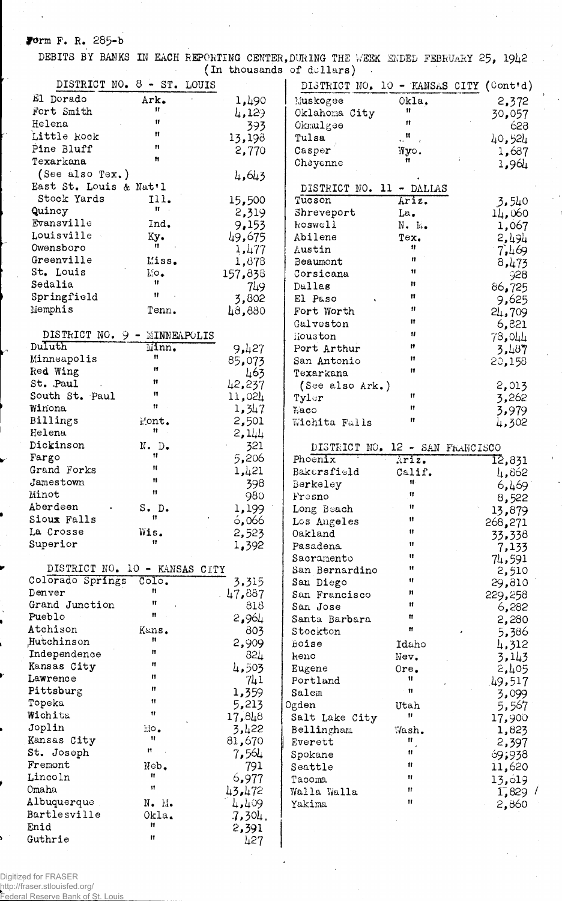Form F. R. 285-b

DEBITS BY BANKS IN EACH REPORTING CENTER, DURING THE WEEK ENDED FEBRUARY 25, 1942
(In thousands of dollars)

| DISTRICT NO. 8 - ST. LOUIS | | |
|---|---|---|
| El Dorado | Ark. | 1,490 |
| Fort Smith | " | 4,129 |
| Helena | " | 393 |
| Little Rock | " | 13,198 |
| Pine Bluff | " | 2,770 |
| Texarkana (See also Tex.) | " | 4,643 |
| East St. Louis & Nat'l Stock Yards | Ill. | 15,500 |
| Quincy | " | 2,319 |
| Evansville | Ind. | 9,153 |
| Louisville | Ky. | 49,675 |
| Owensboro | " | 1,477 |
| Greenville | Miss. | 1,878 |
| St. Louis | Mo. | 157,838 |
| Sedalia | " | 749 |
| Springfield | " | 3,802 |
| Memphis | Tenn. | 48,880 |

| DISTRICT NO. 9 - MINNEAPOLIS | | |
|---|---|---|
| Duluth | Minn. | 9,427 |
| Minneapolis | " | 85,073 |
| Red Wing | " | 463 |
| St. Paul | " | 42,237 |
| South St. Paul | " | 11,024 |
| Winona | " | 1,347 |
| Billings | Mont. | 2,501 |
| Helena | " | 2,144 |
| Dickinson | N. D. | 321 |
| Fargo | " | 5,206 |
| Grand Forks | " | 1,421 |
| Jamestown | " | 398 |
| Minot | " | 980 |
| Aberdeen | S. D. | 1,199 |
| Sioux Falls | " | 6,066 |
| La Crosse | Wis. | 2,523 |
| Superior | " | 1,392 |

| DISTRICT NO. 10 - KANSAS CITY | | |
|---|---|---|
| Colorado Springs | Colo. | 3,315 |
| Denver | " | 47,887 |
| Grand Junction | " | 818 |
| Pueblo | " | 2,964 |
| Atchison | Kans. | 803 |
| Hutchinson | " | 2,909 |
| Independence | " | 824 |
| Kansas City | " | 4,503 |
| Lawrence | " | 741 |
| Pittsburg | " | 1,359 |
| Topeka | " | 5,213 |
| Wichita | " | 17,848 |
| Joplin | Mo. | 3,422 |
| Kansas City | " | 81,670 |
| St. Joseph | " | 7,564 |
| Fremont | Neb. | 791 |
| Lincoln | " | 6,977 |
| Omaha | " | 43,472 |
| Albuquerque | N. M. | 4,409 |
| Bartlesville | Okla. | 7,304 |
| Enid | " | 2,391 |
| Guthrie | " | 427 |

| DISTRICT NO. 10 - KANSAS CITY (Cont'd) | | |
|---|---|---|
| Muskogee | Okla. | 2,372 |
| Oklahoma City | " | 30,057 |
| Okmulgee | " | 628 |
| Tulsa | " | 40,524 |
| Casper | Wyo. | 1,687 |
| Cheyenne | " | 1,964 |

| DISTRICT NO. 11 - DALLAS | | |
|---|---|---|
| Tucson | Ariz. | 3,540 |
| Shreveport | La. | 14,060 |
| Roswell | N. M. | 1,067 |
| Abilene | Tex. | 2,494 |
| Austin | " | 7,469 |
| Beaumont | " | 8,473 |
| Corsicana | " | 928 |
| Dallas | " | 86,725 |
| El Paso | " | 9,625 |
| Fort Worth | " | 24,709 |
| Galveston | " | 6,821 |
| Houston | " | 78,044 |
| Port Arthur | " | 3,487 |
| San Antonio | " | 20,158 |
| Texarkana (See also Ark.) | " | 2,013 |
| Tyler | " | 3,262 |
| Waco | " | 3,979 |
| Wichita Falls | " | 4,302 |

| DISTRICT NO. 12 - SAN FRANCISCO | | |
|---|---|---|
| Phoenix | Ariz. | 12,831 |
| Bakersfield | Calif. | 4,862 |
| Berkeley | " | 6,469 |
| Fresno | " | 8,522 |
| Long Beach | " | 13,879 |
| Los Angeles | " | 268,271 |
| Oakland | " | 33,338 |
| Pasadena | " | 7,133 |
| Sacramento | " | 74,591 |
| San Bernardino | " | 2,510 |
| San Diego | " | 29,810 |
| San Francisco | " | 229,258 |
| San Jose | " | 6,282 |
| Santa Barbara | " | 2,280 |
| Stockton | " | 5,386 |
| Boise | Idaho | 4,312 |
| Reno | Nev. | 3,143 |
| Eugene | Ore. | 2,405 |
| Portland | " | 49,517 |
| Salem | " | 3,099 |
| Ogden | Utah | 5,567 |
| Salt Lake City | " | 17,900 |
| Bellingham | Wash. | 1,823 |
| Everett | " | 2,397 |
| Spokane | " | 69,938 |
| Seattle | " | 11,620 |
| Tacoma | " | 13,019 |
| Walla Walla | " | 1,829 |
| Yakima | " | 2,860 |